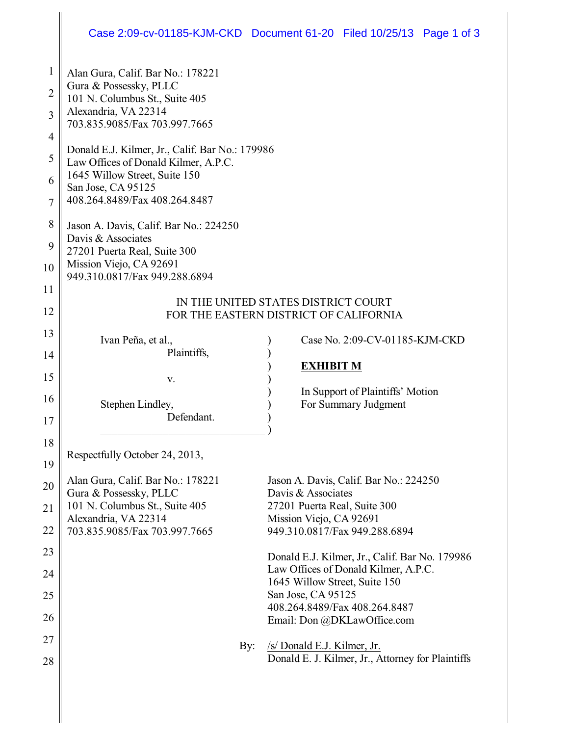Alan Gura, Calif. Bar No.: 178221
Gura & Possessky, PLLC
101 N. Columbus St., Suite 405
Alexandria, VA 22314
703.835.9085/Fax 703.997.7665

Donald E.J. Kilmer, Jr., Calif. Bar No.: 179986
Law Offices of Donald Kilmer, A.P.C.
1645 Willow Street, Suite 150
San Jose, CA 95125
408.264.8489/Fax 408.264.8487

Jason A. Davis, Calif. Bar No.: 224250
Davis & Associates
27201 Puerta Real, Suite 300
Mission Viejo, CA 92691
949.310.0817/Fax 949.288.6894

IN THE UNITED STATES DISTRICT COURT
FOR THE EASTERN DISTRICT OF CALIFORNIA

| | |
|---|---|
| Ivan Peña, et al., Plaintiffs, | Case No. 2:09-CV-01185-KJM-CKD |
| v. | **EXHIBIT M** |
| Stephen Lindley, Defendant. | In Support of Plaintiffs' Motion For Summary Judgment |

Respectfully October 24, 2013,

Alan Gura, Calif. Bar No.: 178221
Gura & Possessky, PLLC
101 N. Columbus St., Suite 405
Alexandria, VA 22314
703.835.9085/Fax 703.997.7665

Jason A. Davis, Calif. Bar No.: 224250
Davis & Associates
27201 Puerta Real, Suite 300
Mission Viejo, CA 92691
949.310.0817/Fax 949.288.6894

Donald E.J. Kilmer, Jr., Calif. Bar No. 179986
Law Offices of Donald Kilmer, A.P.C.
1645 Willow Street, Suite 150
San Jose, CA 95125
408.264.8489/Fax 408.264.8487
Email: Don @DKLawOffice.com

By: /s/ Donald E.J. Kilmer, Jr.
Donald E. J. Kilmer, Jr., Attorney for Plaintiffs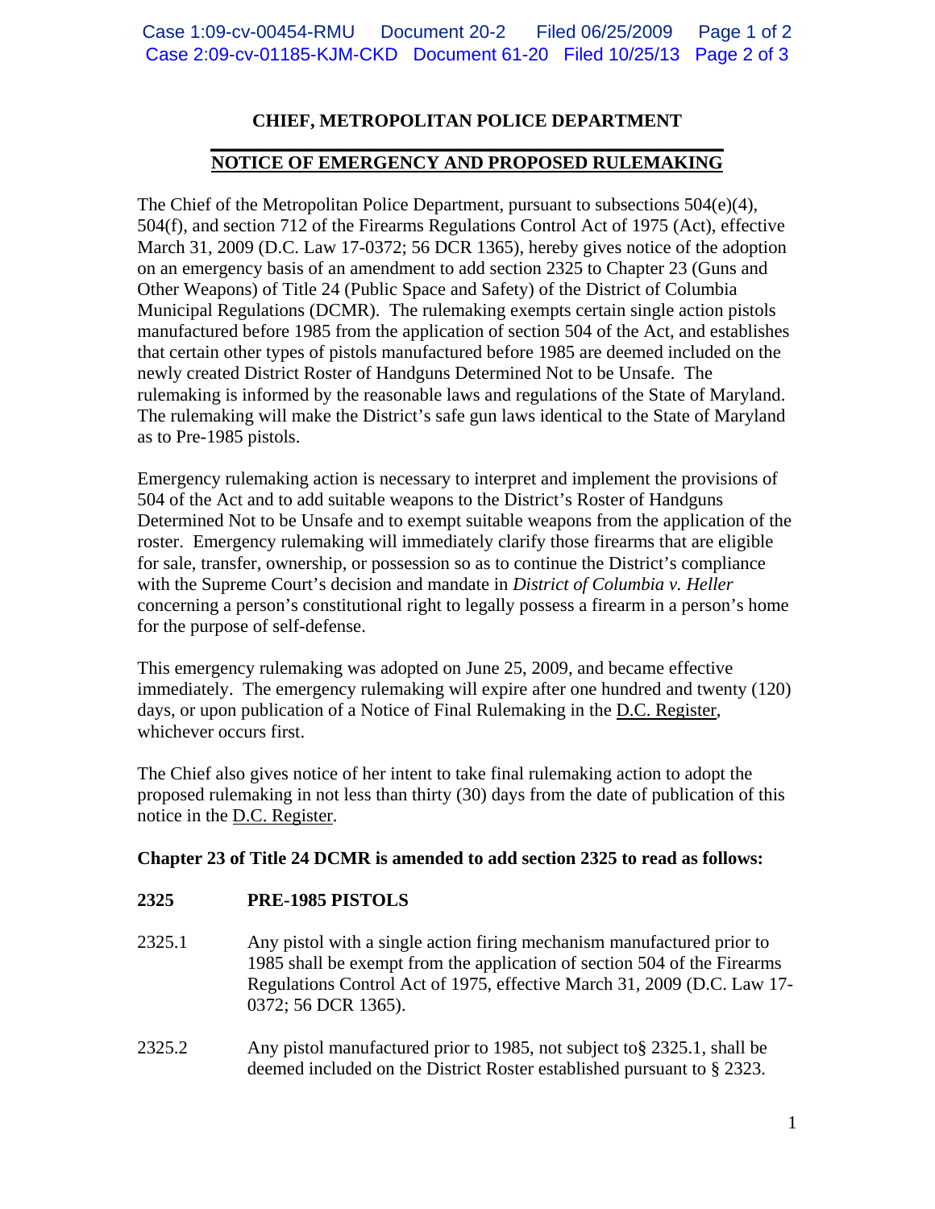# CHIEF, METROPOLITAN POLICE DEPARTMENT

## NOTICE OF EMERGENCY AND PROPOSED RULEMAKING

The Chief of the Metropolitan Police Department, pursuant to subsections 504(e)(4), 504(f), and section 712 of the Firearms Regulations Control Act of 1975 (Act), effective March 31, 2009 (D.C. Law 17-0372; 56 DCR 1365), hereby gives notice of the adoption on an emergency basis of an amendment to add section 2325 to Chapter 23 (Guns and Other Weapons) of Title 24 (Public Space and Safety) of the District of Columbia Municipal Regulations (DCMR). The rulemaking exempts certain single action pistols manufactured before 1985 from the application of section 504 of the Act, and establishes that certain other types of pistols manufactured before 1985 are deemed included on the newly created District Roster of Handguns Determined Not to be Unsafe. The rulemaking is informed by the reasonable laws and regulations of the State of Maryland. The rulemaking will make the District's safe gun laws identical to the State of Maryland as to Pre-1985 pistols.

Emergency rulemaking action is necessary to interpret and implement the provisions of 504 of the Act and to add suitable weapons to the District's Roster of Handguns Determined Not to be Unsafe and to exempt suitable weapons from the application of the roster. Emergency rulemaking will immediately clarify those firearms that are eligible for sale, transfer, ownership, or possession so as to continue the District's compliance with the Supreme Court's decision and mandate in *District of Columbia v. Heller* concerning a person's constitutional right to legally possess a firearm in a person's home for the purpose of self-defense.

This emergency rulemaking was adopted on June 25, 2009, and became effective immediately. The emergency rulemaking will expire after one hundred and twenty (120) days, or upon publication of a Notice of Final Rulemaking in the D.C. Register, whichever occurs first.

The Chief also gives notice of her intent to take final rulemaking action to adopt the proposed rulemaking in not less than thirty (30) days from the date of publication of this notice in the D.C. Register.

**Chapter 23 of Title 24 DCMR is amended to add section 2325 to read as follows:**

**2325 PRE-1985 PISTOLS**

2325.1 Any pistol with a single action firing mechanism manufactured prior to 1985 shall be exempt from the application of section 504 of the Firearms Regulations Control Act of 1975, effective March 31, 2009 (D.C. Law 17-0372; 56 DCR 1365).

2325.2 Any pistol manufactured prior to 1985, not subject to§ 2325.1, shall be deemed included on the District Roster established pursuant to § 2323.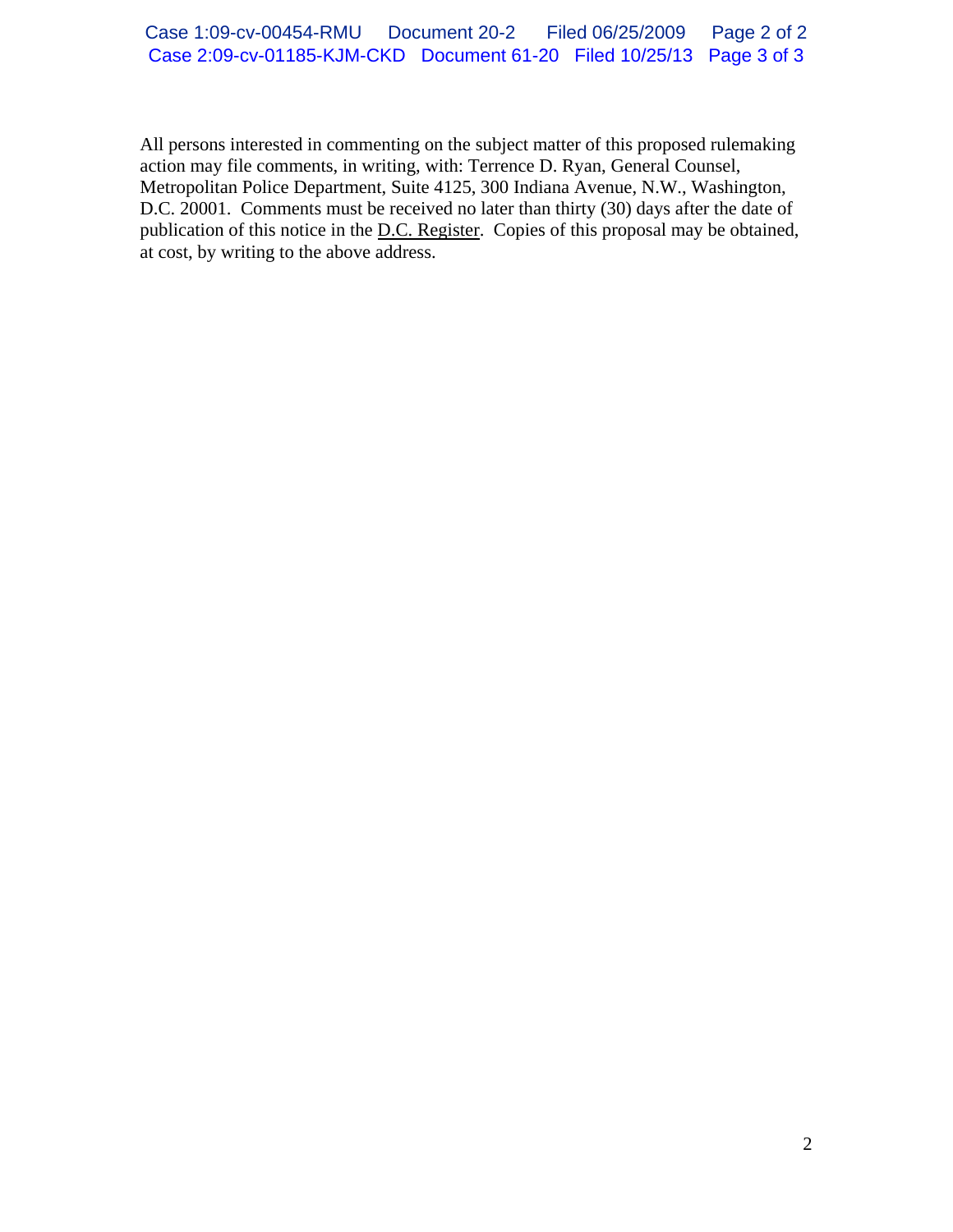All persons interested in commenting on the subject matter of this proposed rulemaking action may file comments, in writing, with: Terrence D. Ryan, General Counsel, Metropolitan Police Department, Suite 4125, 300 Indiana Avenue, N.W., Washington, D.C. 20001. Comments must be received no later than thirty (30) days after the date of publication of this notice in the D.C. Register. Copies of this proposal may be obtained, at cost, by writing to the above address.